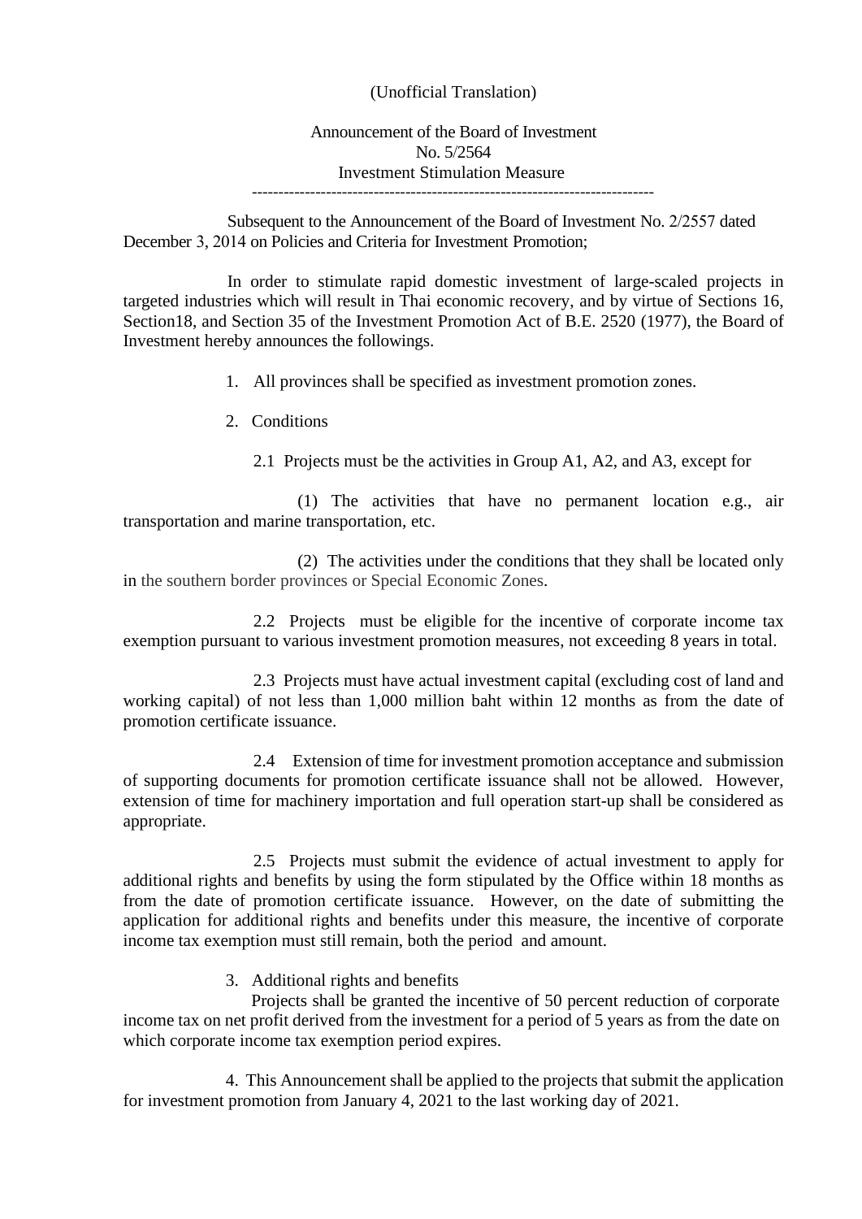(Unofficial Translation)

Announcement of the Board of Investment
No. 5/2564
Investment Stimulation Measure

---

Subsequent to the Announcement of the Board of Investment No. 2/2557 dated December 3, 2014 on Policies and Criteria for Investment Promotion;

In order to stimulate rapid domestic investment of large-scaled projects in targeted industries which will result in Thai economic recovery, and by virtue of Sections 16, Section18, and Section 35 of the Investment Promotion Act of B.E. 2520 (1977), the Board of Investment hereby announces the followings.

1. All provinces shall be specified as investment promotion zones.

2. Conditions

2.1 Projects must be the activities in Group A1, A2, and A3, except for

(1) The activities that have no permanent location e.g., air transportation and marine transportation, etc.

(2) The activities under the conditions that they shall be located only in the southern border provinces or Special Economic Zones.

2.2 Projects must be eligible for the incentive of corporate income tax exemption pursuant to various investment promotion measures, not exceeding 8 years in total.

2.3 Projects must have actual investment capital (excluding cost of land and working capital) of not less than 1,000 million baht within 12 months as from the date of promotion certificate issuance.

2.4 Extension of time for investment promotion acceptance and submission of supporting documents for promotion certificate issuance shall not be allowed. However, extension of time for machinery importation and full operation start-up shall be considered as appropriate.

2.5 Projects must submit the evidence of actual investment to apply for additional rights and benefits by using the form stipulated by the Office within 18 months as from the date of promotion certificate issuance. However, on the date of submitting the application for additional rights and benefits under this measure, the incentive of corporate income tax exemption must still remain, both the period and amount.

3. Additional rights and benefits

Projects shall be granted the incentive of 50 percent reduction of corporate income tax on net profit derived from the investment for a period of 5 years as from the date on which corporate income tax exemption period expires.

4. This Announcement shall be applied to the projects that submit the application for investment promotion from January 4, 2021 to the last working day of 2021.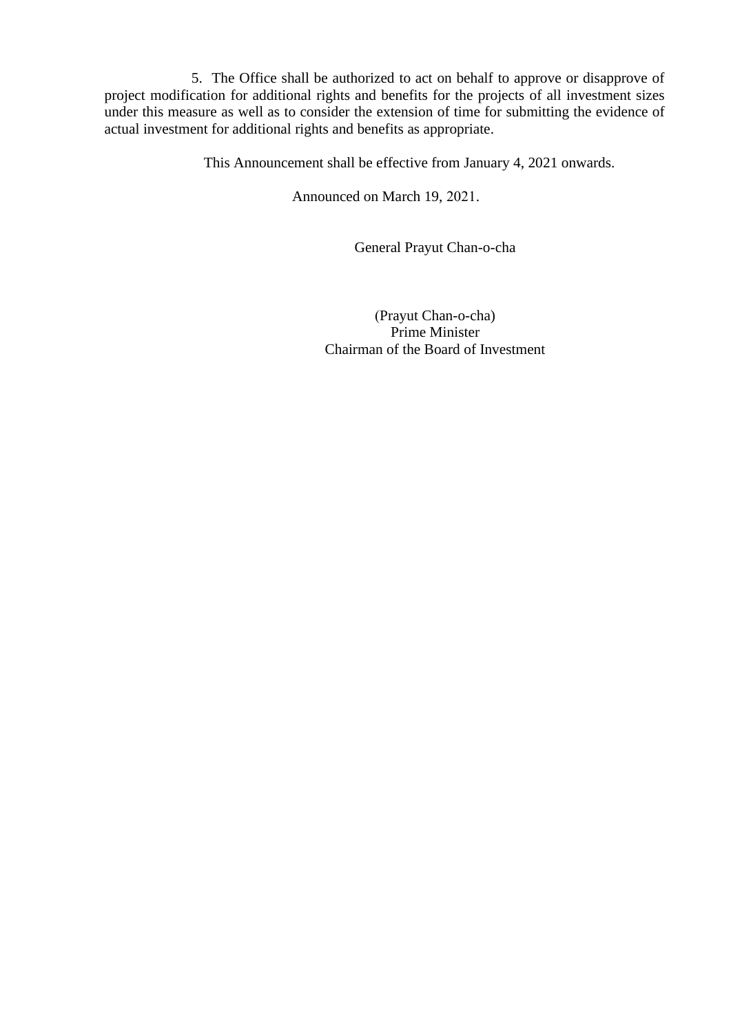5. The Office shall be authorized to act on behalf to approve or disapprove of project modification for additional rights and benefits for the projects of all investment sizes under this measure as well as to consider the extension of time for submitting the evidence of actual investment for additional rights and benefits as appropriate.

This Announcement shall be effective from January 4, 2021 onwards.

Announced on March 19, 2021.

General Prayut Chan-o-cha

(Prayut Chan-o-cha)
Prime Minister
Chairman of the Board of Investment